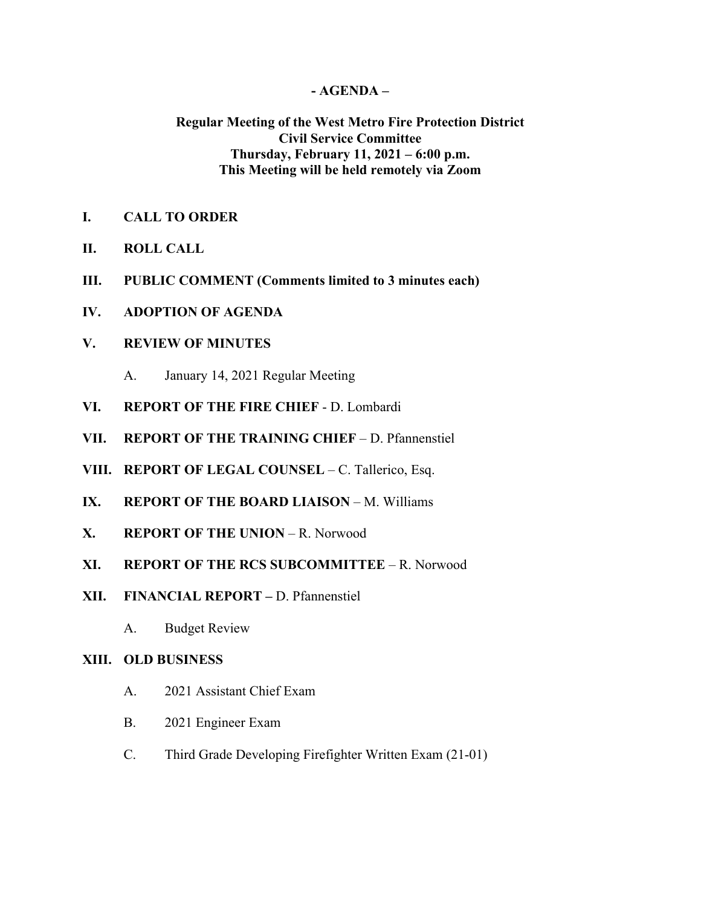**- AGENDA –**

**Regular Meeting of the West Metro Fire Protection District**
**Civil Service Committee**
**Thursday, February 11, 2021 – 6:00 p.m.**
**This Meeting will be held remotely via Zoom**

**I. CALL TO ORDER**

**II. ROLL CALL**

**III. PUBLIC COMMENT (Comments limited to 3 minutes each)**

**IV. ADOPTION OF AGENDA**

**V. REVIEW OF MINUTES**

A. January 14, 2021 Regular Meeting

**VI. REPORT OF THE FIRE CHIEF** - D. Lombardi

**VII. REPORT OF THE TRAINING CHIEF** – D. Pfannenstiel

**VIII. REPORT OF LEGAL COUNSEL** – C. Tallerico, Esq.

**IX. REPORT OF THE BOARD LIAISON** – M. Williams

**X. REPORT OF THE UNION** – R. Norwood

**XI. REPORT OF THE RCS SUBCOMMITTEE** – R. Norwood

**XII. FINANCIAL REPORT –** D. Pfannenstiel

A. Budget Review

**XIII. OLD BUSINESS**

A. 2021 Assistant Chief Exam

B. 2021 Engineer Exam

C. Third Grade Developing Firefighter Written Exam (21-01)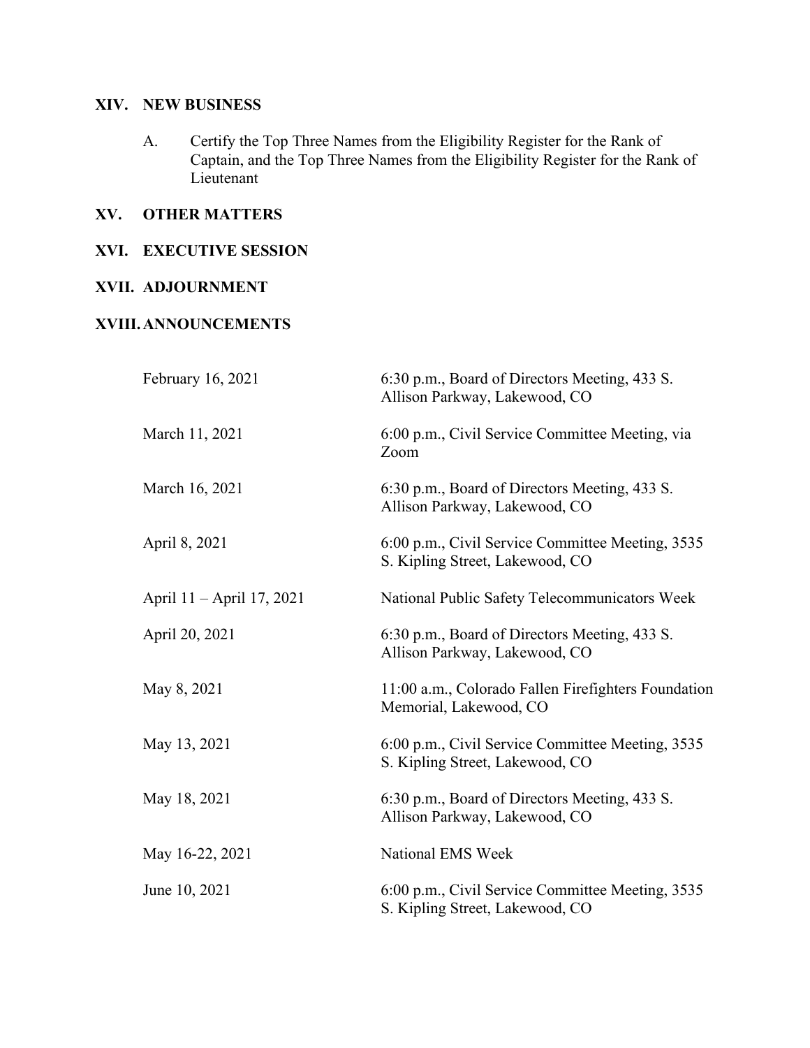## XIV. NEW BUSINESS

A. Certify the Top Three Names from the Eligibility Register for the Rank of Captain, and the Top Three Names from the Eligibility Register for the Rank of Lieutenant

## XV. OTHER MATTERS

## XVI. EXECUTIVE SESSION

## XVII. ADJOURNMENT

## XVIII. ANNOUNCEMENTS

| | |
|---|---|
| February 16, 2021 | 6:30 p.m., Board of Directors Meeting, 433 S. Allison Parkway, Lakewood, CO |
| March 11, 2021 | 6:00 p.m., Civil Service Committee Meeting, via Zoom |
| March 16, 2021 | 6:30 p.m., Board of Directors Meeting, 433 S. Allison Parkway, Lakewood, CO |
| April 8, 2021 | 6:00 p.m., Civil Service Committee Meeting, 3535 S. Kipling Street, Lakewood, CO |
| April 11 – April 17, 2021 | National Public Safety Telecommunicators Week |
| April 20, 2021 | 6:30 p.m., Board of Directors Meeting, 433 S. Allison Parkway, Lakewood, CO |
| May 8, 2021 | 11:00 a.m., Colorado Fallen Firefighters Foundation Memorial, Lakewood, CO |
| May 13, 2021 | 6:00 p.m., Civil Service Committee Meeting, 3535 S. Kipling Street, Lakewood, CO |
| May 18, 2021 | 6:30 p.m., Board of Directors Meeting, 433 S. Allison Parkway, Lakewood, CO |
| May 16-22, 2021 | National EMS Week |
| June 10, 2021 | 6:00 p.m., Civil Service Committee Meeting, 3535 S. Kipling Street, Lakewood, CO |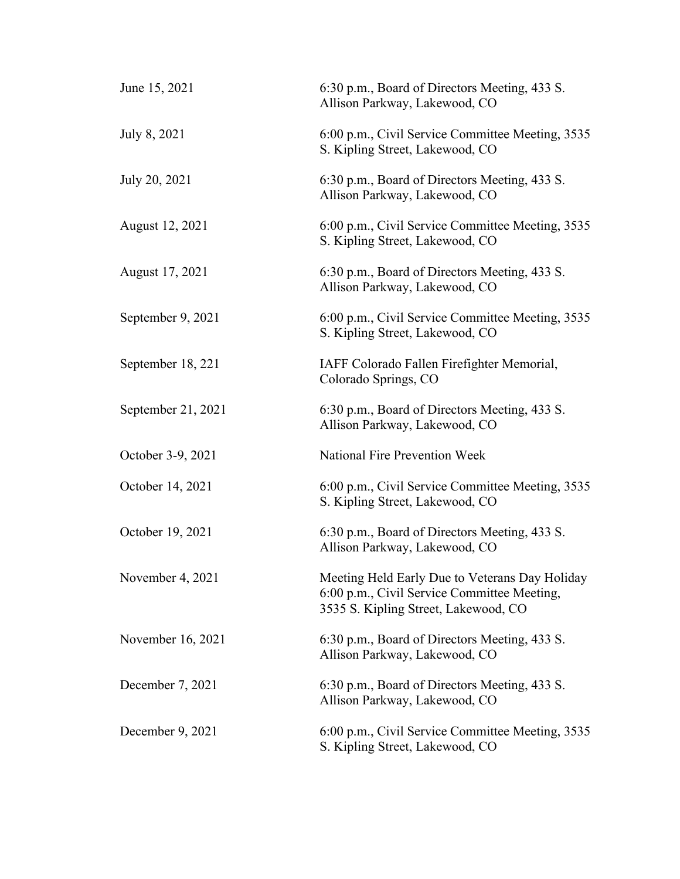| | |
|---|---|
| June 15, 2021 | 6:30 p.m., Board of Directors Meeting, 433 S. Allison Parkway, Lakewood, CO |
| July 8, 2021 | 6:00 p.m., Civil Service Committee Meeting, 3535 S. Kipling Street, Lakewood, CO |
| July 20, 2021 | 6:30 p.m., Board of Directors Meeting, 433 S. Allison Parkway, Lakewood, CO |
| August 12, 2021 | 6:00 p.m., Civil Service Committee Meeting, 3535 S. Kipling Street, Lakewood, CO |
| August 17, 2021 | 6:30 p.m., Board of Directors Meeting, 433 S. Allison Parkway, Lakewood, CO |
| September 9, 2021 | 6:00 p.m., Civil Service Committee Meeting, 3535 S. Kipling Street, Lakewood, CO |
| September 18, 221 | IAFF Colorado Fallen Firefighter Memorial, Colorado Springs, CO |
| September 21, 2021 | 6:30 p.m., Board of Directors Meeting, 433 S. Allison Parkway, Lakewood, CO |
| October 3-9, 2021 | National Fire Prevention Week |
| October 14, 2021 | 6:00 p.m., Civil Service Committee Meeting, 3535 S. Kipling Street, Lakewood, CO |
| October 19, 2021 | 6:30 p.m., Board of Directors Meeting, 433 S. Allison Parkway, Lakewood, CO |
| November 4, 2021 | Meeting Held Early Due to Veterans Day Holiday 6:00 p.m., Civil Service Committee Meeting, 3535 S. Kipling Street, Lakewood, CO |
| November 16, 2021 | 6:30 p.m., Board of Directors Meeting, 433 S. Allison Parkway, Lakewood, CO |
| December 7, 2021 | 6:30 p.m., Board of Directors Meeting, 433 S. Allison Parkway, Lakewood, CO |
| December 9, 2021 | 6:00 p.m., Civil Service Committee Meeting, 3535 S. Kipling Street, Lakewood, CO |